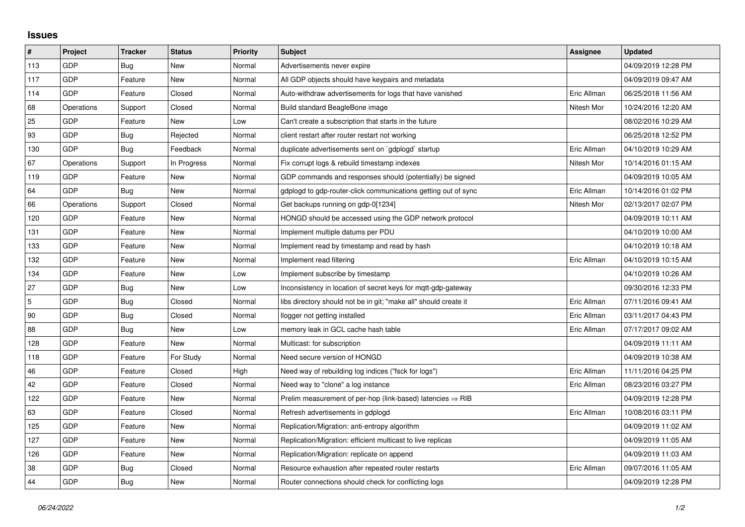## Issues

| # | Project | Tracker | Status | Priority | Subject | Assignee | Updated |
|---|---|---|---|---|---|---|---|
| 113 | GDP | Bug | New | Normal | Advertisements never expire | | 04/09/2019 12:28 PM |
| 117 | GDP | Feature | New | Normal | All GDP objects should have keypairs and metadata | | 04/09/2019 09:47 AM |
| 114 | GDP | Feature | Closed | Normal | Auto-withdraw advertisements for logs that have vanished | Eric Allman | 06/25/2018 11:56 AM |
| 68 | Operations | Support | Closed | Normal | Build standard BeagleBone image | Nitesh Mor | 10/24/2016 12:20 AM |
| 25 | GDP | Feature | New | Low | Can't create a subscription that starts in the future | | 08/02/2016 10:29 AM |
| 93 | GDP | Bug | Rejected | Normal | client restart after router restart not working | | 06/25/2018 12:52 PM |
| 130 | GDP | Bug | Feedback | Normal | duplicate advertisements sent on `gdplogd` startup | Eric Allman | 04/10/2019 10:29 AM |
| 67 | Operations | Support | In Progress | Normal | Fix corrupt logs & rebuild timestamp indexes | Nitesh Mor | 10/14/2016 01:15 AM |
| 119 | GDP | Feature | New | Normal | GDP commands and responses should (potentially) be signed | | 04/09/2019 10:05 AM |
| 64 | GDP | Bug | New | Normal | gdplogd to gdp-router-click communications getting out of sync | Eric Allman | 10/14/2016 01:02 PM |
| 66 | Operations | Support | Closed | Normal | Get backups running on gdp-0[1234] | Nitesh Mor | 02/13/2017 02:07 PM |
| 120 | GDP | Feature | New | Normal | HONGD should be accessed using the GDP network protocol | | 04/09/2019 10:11 AM |
| 131 | GDP | Feature | New | Normal | Implement multiple datums per PDU | | 04/10/2019 10:00 AM |
| 133 | GDP | Feature | New | Normal | Implement read by timestamp and read by hash | | 04/10/2019 10:18 AM |
| 132 | GDP | Feature | New | Normal | Implement read filtering | Eric Allman | 04/10/2019 10:15 AM |
| 134 | GDP | Feature | New | Low | Implement subscribe by timestamp | | 04/10/2019 10:26 AM |
| 27 | GDP | Bug | New | Low | Inconsistency in location of secret keys for mqtt-gdp-gateway | | 09/30/2016 12:33 PM |
| 5 | GDP | Bug | Closed | Normal | libs directory should not be in git; "make all" should create it | Eric Allman | 07/11/2016 09:41 AM |
| 90 | GDP | Bug | Closed | Normal | llogger not getting installed | Eric Allman | 03/11/2017 04:43 PM |
| 88 | GDP | Bug | New | Low | memory leak in GCL cache hash table | Eric Allman | 07/17/2017 09:02 AM |
| 128 | GDP | Feature | New | Normal | Multicast: for subscription | | 04/09/2019 11:11 AM |
| 118 | GDP | Feature | For Study | Normal | Need secure version of HONGD | | 04/09/2019 10:38 AM |
| 46 | GDP | Feature | Closed | High | Need way of rebuilding log indices ("fsck for logs") | Eric Allman | 11/11/2016 04:25 PM |
| 42 | GDP | Feature | Closed | Normal | Need way to "clone" a log instance | Eric Allman | 08/23/2016 03:27 PM |
| 122 | GDP | Feature | New | Normal | Prelim measurement of per-hop (link-based) latencies ⇒ RIB | | 04/09/2019 12:28 PM |
| 63 | GDP | Feature | Closed | Normal | Refresh advertisements in gdplogd | Eric Allman | 10/08/2016 03:11 PM |
| 125 | GDP | Feature | New | Normal | Replication/Migration: anti-entropy algorithm | | 04/09/2019 11:02 AM |
| 127 | GDP | Feature | New | Normal | Replication/Migration: efficient multicast to live replicas | | 04/09/2019 11:05 AM |
| 126 | GDP | Feature | New | Normal | Replication/Migration: replicate on append | | 04/09/2019 11:03 AM |
| 38 | GDP | Bug | Closed | Normal | Resource exhaustion after repeated router restarts | Eric Allman | 09/07/2016 11:05 AM |
| 44 | GDP | Bug | New | Normal | Router connections should check for conflicting logs | | 04/09/2019 12:28 PM |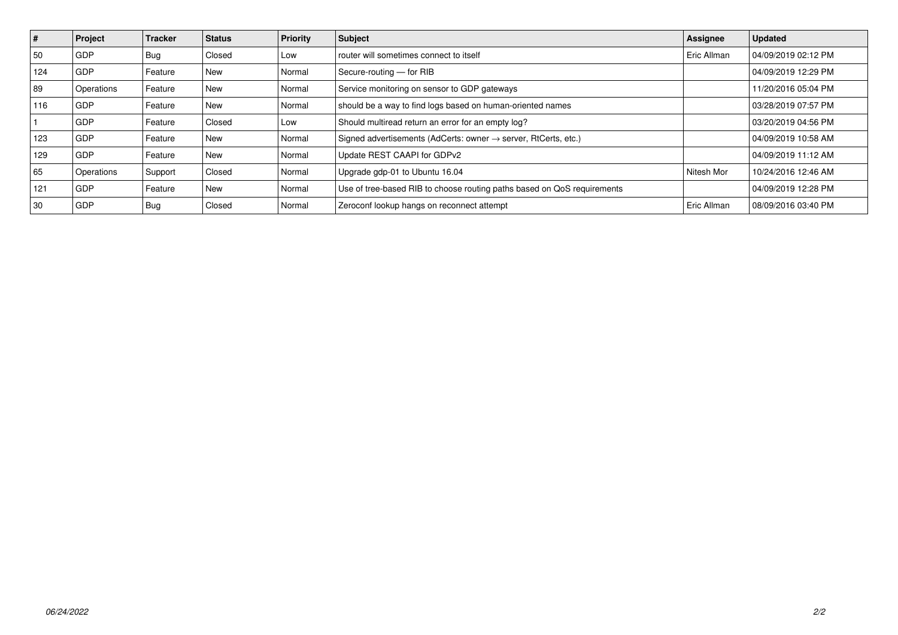| # | Project | Tracker | Status | Priority | Subject | Assignee | Updated |
|---|---|---|---|---|---|---|---|
| 50 | GDP | Bug | Closed | Low | router will sometimes connect to itself | Eric Allman | 04/09/2019 02:12 PM |
| 124 | GDP | Feature | New | Normal | Secure-routing — for RIB | | 04/09/2019 12:29 PM |
| 89 | Operations | Feature | New | Normal | Service monitoring on sensor to GDP gateways | | 11/20/2016 05:04 PM |
| 116 | GDP | Feature | New | Normal | should be a way to find logs based on human-oriented names | | 03/28/2019 07:57 PM |
| 1 | GDP | Feature | Closed | Low | Should multiread return an error for an empty log? | | 03/20/2019 04:56 PM |
| 123 | GDP | Feature | New | Normal | Signed advertisements (AdCerts: owner → server, RtCerts, etc.) | | 04/09/2019 10:58 AM |
| 129 | GDP | Feature | New | Normal | Update REST CAAPI for GDPv2 | | 04/09/2019 11:12 AM |
| 65 | Operations | Support | Closed | Normal | Upgrade gdp-01 to Ubuntu 16.04 | Nitesh Mor | 10/24/2016 12:46 AM |
| 121 | GDP | Feature | New | Normal | Use of tree-based RIB to choose routing paths based on QoS requirements | | 04/09/2019 12:28 PM |
| 30 | GDP | Bug | Closed | Normal | Zeroconf lookup hangs on reconnect attempt | Eric Allman | 08/09/2016 03:40 PM |

*06/24/2022*